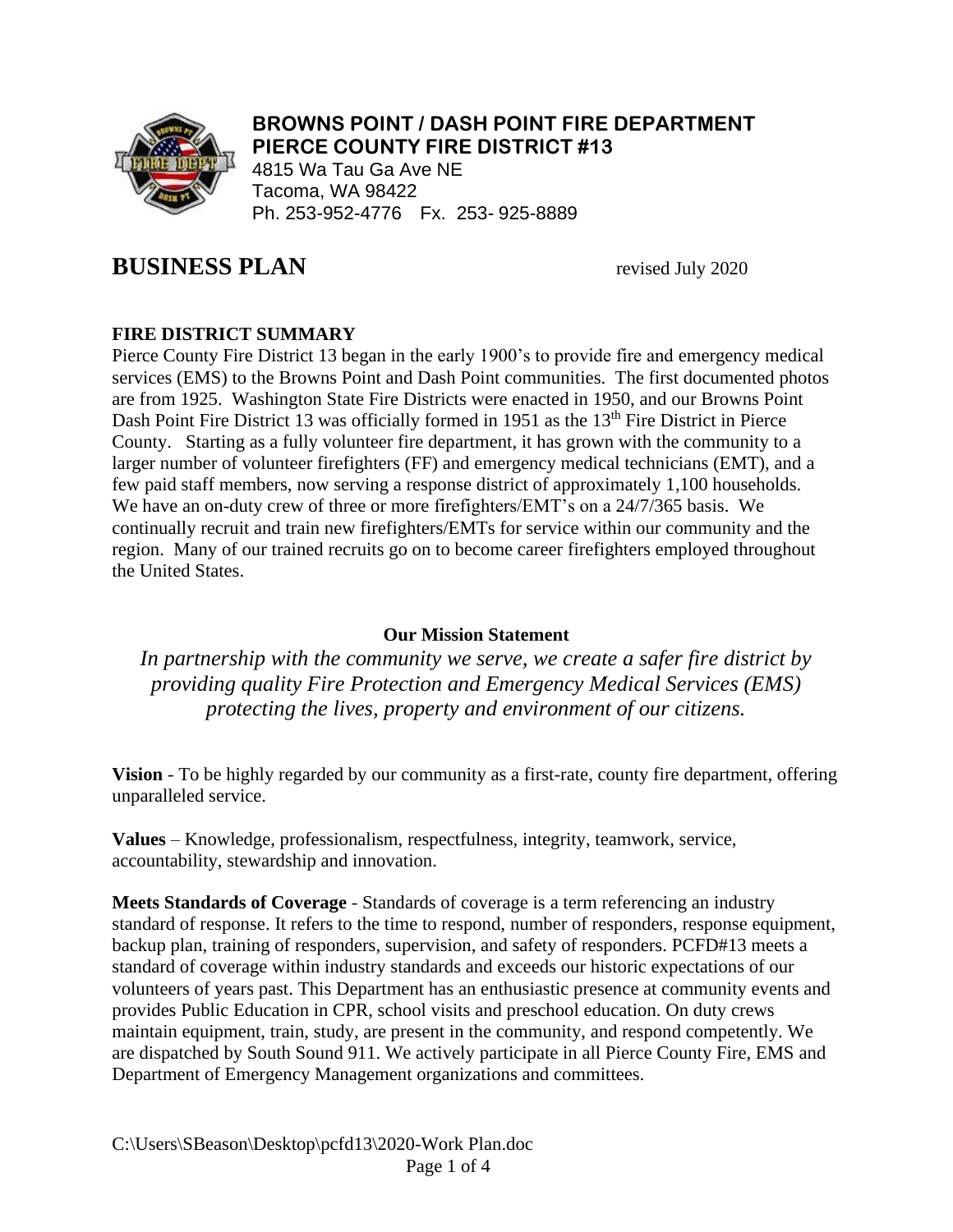**BROWNS POINT / DASH POINT FIRE DEPARTMENT**
**PIERCE COUNTY FIRE DISTRICT #13**
4815 Wa Tau Ga Ave NE
Tacoma, WA 98422
Ph. 253-952-4776 Fx. 253- 925-8889

# BUSINESS PLAN

revised July 2020

## FIRE DISTRICT SUMMARY

Pierce County Fire District 13 began in the early 1900's to provide fire and emergency medical services (EMS) to the Browns Point and Dash Point communities. The first documented photos are from 1925. Washington State Fire Districts were enacted in 1950, and our Browns Point Dash Point Fire District 13 was officially formed in 1951 as the 13th Fire District in Pierce County. Starting as a fully volunteer fire department, it has grown with the community to a larger number of volunteer firefighters (FF) and emergency medical technicians (EMT), and a few paid staff members, now serving a response district of approximately 1,100 households. We have an on-duty crew of three or more firefighters/EMT's on a 24/7/365 basis. We continually recruit and train new firefighters/EMTs for service within our community and the region. Many of our trained recruits go on to become career firefighters employed throughout the United States.

**Our Mission Statement**

*In partnership with the community we serve, we create a safer fire district by providing quality Fire Protection and Emergency Medical Services (EMS) protecting the lives, property and environment of our citizens.*

**Vision** - To be highly regarded by our community as a first-rate, county fire department, offering unparalleled service.

**Values** – Knowledge, professionalism, respectfulness, integrity, teamwork, service, accountability, stewardship and innovation.

**Meets Standards of Coverage** - Standards of coverage is a term referencing an industry standard of response. It refers to the time to respond, number of responders, response equipment, backup plan, training of responders, supervision, and safety of responders. PCFD#13 meets a standard of coverage within industry standards and exceeds our historic expectations of our volunteers of years past. This Department has an enthusiastic presence at community events and provides Public Education in CPR, school visits and preschool education. On duty crews maintain equipment, train, study, are present in the community, and respond competently. We are dispatched by South Sound 911. We actively participate in all Pierce County Fire, EMS and Department of Emergency Management organizations and committees.

C:\Users\SBeason\Desktop\pcfd13\2020-Work Plan.doc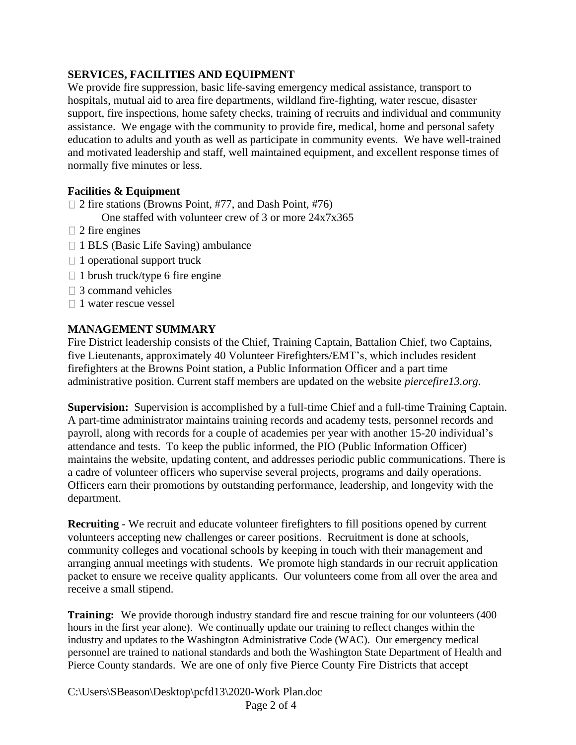## SERVICES, FACILITIES AND EQUIPMENT

We provide fire suppression, basic life-saving emergency medical assistance, transport to hospitals, mutual aid to area fire departments, wildland fire-fighting, water rescue, disaster support, fire inspections, home safety checks, training of recruits and individual and community assistance. We engage with the community to provide fire, medical, home and personal safety education to adults and youth as well as participate in community events. We have well-trained and motivated leadership and staff, well maintained equipment, and excellent response times of normally five minutes or less.

### Facilities & Equipment

- 2 fire stations (Browns Point, #77, and Dash Point, #76)
  One staffed with volunteer crew of 3 or more 24x7x365
- 2 fire engines
- 1 BLS (Basic Life Saving) ambulance
- 1 operational support truck
- 1 brush truck/type 6 fire engine
- 3 command vehicles
- 1 water rescue vessel

## MANAGEMENT SUMMARY

Fire District leadership consists of the Chief, Training Captain, Battalion Chief, two Captains, five Lieutenants, approximately 40 Volunteer Firefighters/EMT's, which includes resident firefighters at the Browns Point station, a Public Information Officer and a part time administrative position. Current staff members are updated on the website *piercefire13.org.*

**Supervision:** Supervision is accomplished by a full-time Chief and a full-time Training Captain. A part-time administrator maintains training records and academy tests, personnel records and payroll, along with records for a couple of academies per year with another 15-20 individual's attendance and tests. To keep the public informed, the PIO (Public Information Officer) maintains the website, updating content, and addresses periodic public communications. There is a cadre of volunteer officers who supervise several projects, programs and daily operations. Officers earn their promotions by outstanding performance, leadership, and longevity with the department.

**Recruiting** - We recruit and educate volunteer firefighters to fill positions opened by current volunteers accepting new challenges or career positions. Recruitment is done at schools, community colleges and vocational schools by keeping in touch with their management and arranging annual meetings with students. We promote high standards in our recruit application packet to ensure we receive quality applicants. Our volunteers come from all over the area and receive a small stipend.

**Training:** We provide thorough industry standard fire and rescue training for our volunteers (400 hours in the first year alone). We continually update our training to reflect changes within the industry and updates to the Washington Administrative Code (WAC). Our emergency medical personnel are trained to national standards and both the Washington State Department of Health and Pierce County standards. We are one of only five Pierce County Fire Districts that accept

C:\Users\SBeason\Desktop\pcfd13\2020-Work Plan.doc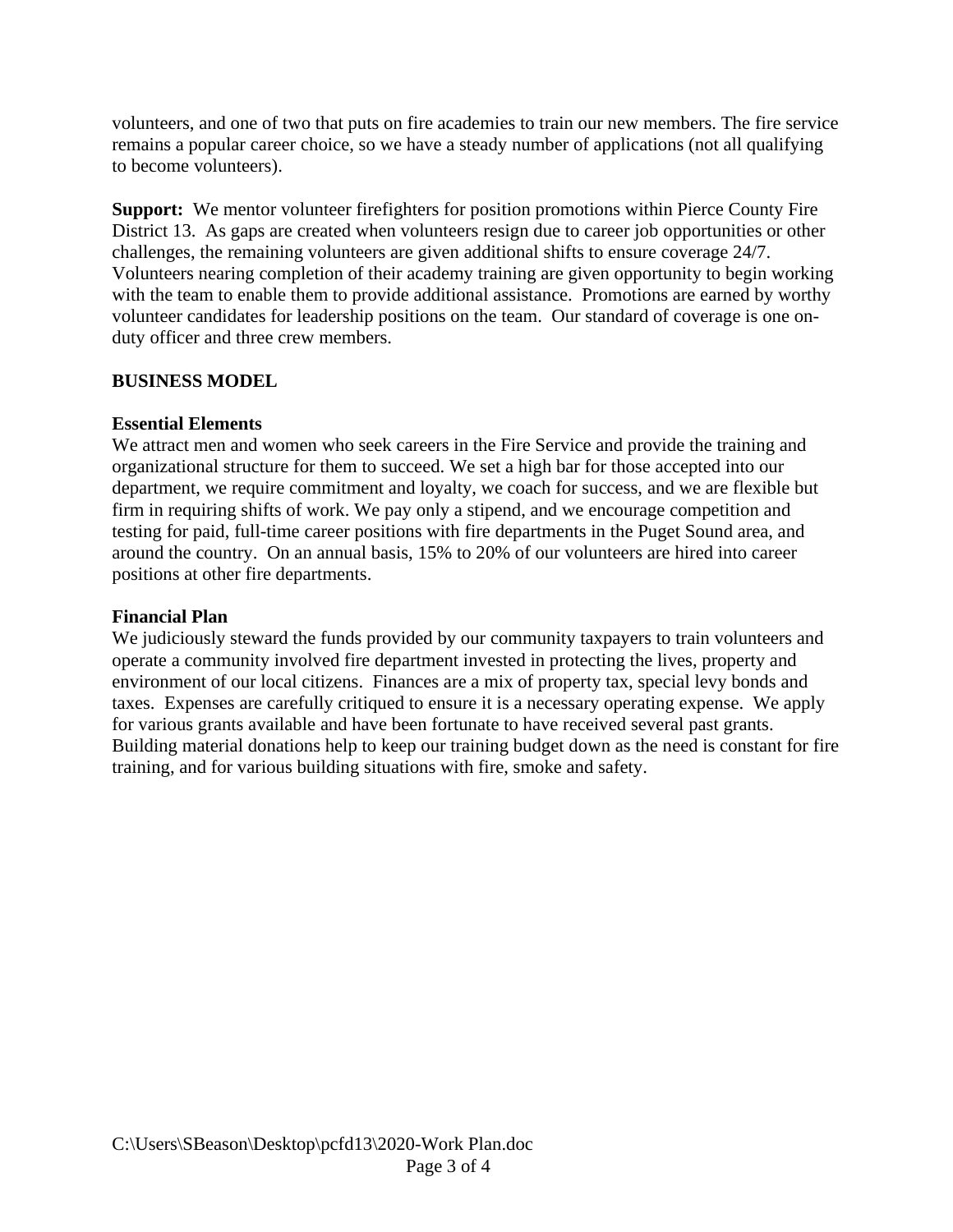volunteers, and one of two that puts on fire academies to train our new members. The fire service remains a popular career choice, so we have a steady number of applications (not all qualifying to become volunteers).

**Support:** We mentor volunteer firefighters for position promotions within Pierce County Fire District 13. As gaps are created when volunteers resign due to career job opportunities or other challenges, the remaining volunteers are given additional shifts to ensure coverage 24/7. Volunteers nearing completion of their academy training are given opportunity to begin working with the team to enable them to provide additional assistance. Promotions are earned by worthy volunteer candidates for leadership positions on the team. Our standard of coverage is one on-duty officer and three crew members.

## BUSINESS MODEL

### Essential Elements

We attract men and women who seek careers in the Fire Service and provide the training and organizational structure for them to succeed. We set a high bar for those accepted into our department, we require commitment and loyalty, we coach for success, and we are flexible but firm in requiring shifts of work. We pay only a stipend, and we encourage competition and testing for paid, full-time career positions with fire departments in the Puget Sound area, and around the country. On an annual basis, 15% to 20% of our volunteers are hired into career positions at other fire departments.

### Financial Plan

We judiciously steward the funds provided by our community taxpayers to train volunteers and operate a community involved fire department invested in protecting the lives, property and environment of our local citizens. Finances are a mix of property tax, special levy bonds and taxes. Expenses are carefully critiqued to ensure it is a necessary operating expense. We apply for various grants available and have been fortunate to have received several past grants. Building material donations help to keep our training budget down as the need is constant for fire training, and for various building situations with fire, smoke and safety.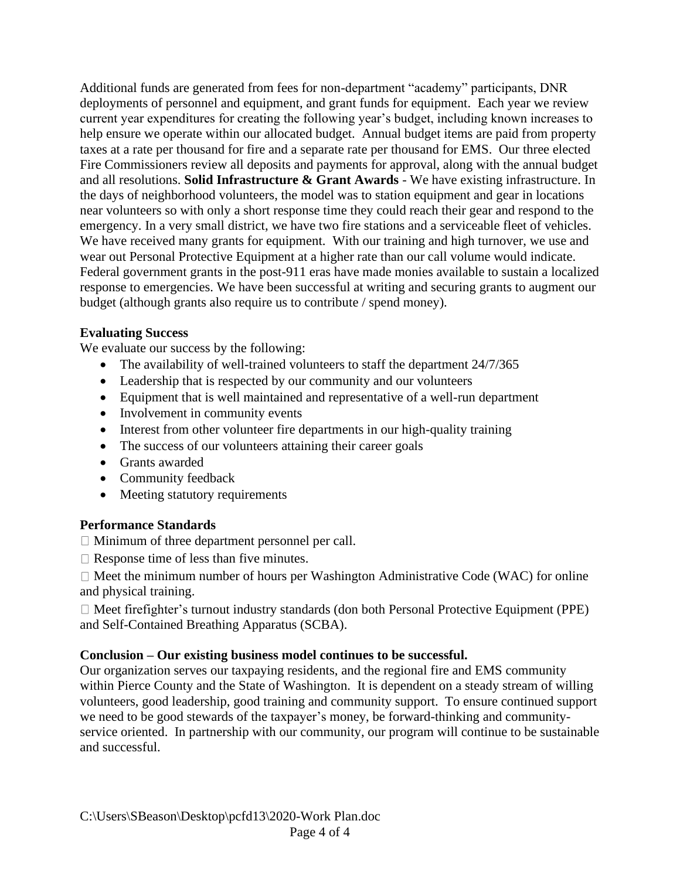Additional funds are generated from fees for non-department "academy" participants, DNR deployments of personnel and equipment, and grant funds for equipment. Each year we review current year expenditures for creating the following year's budget, including known increases to help ensure we operate within our allocated budget. Annual budget items are paid from property taxes at a rate per thousand for fire and a separate rate per thousand for EMS. Our three elected Fire Commissioners review all deposits and payments for approval, along with the annual budget and all resolutions. **Solid Infrastructure & Grant Awards** - We have existing infrastructure. In the days of neighborhood volunteers, the model was to station equipment and gear in locations near volunteers so with only a short response time they could reach their gear and respond to the emergency. In a very small district, we have two fire stations and a serviceable fleet of vehicles. We have received many grants for equipment. With our training and high turnover, we use and wear out Personal Protective Equipment at a higher rate than our call volume would indicate. Federal government grants in the post-911 eras have made monies available to sustain a localized response to emergencies. We have been successful at writing and securing grants to augment our budget (although grants also require us to contribute / spend money).

### Evaluating Success

We evaluate our success by the following:

- The availability of well-trained volunteers to staff the department 24/7/365
- Leadership that is respected by our community and our volunteers
- Equipment that is well maintained and representative of a well-run department
- Involvement in community events
- Interest from other volunteer fire departments in our high-quality training
- The success of our volunteers attaining their career goals
- Grants awarded
- Community feedback
- Meeting statutory requirements

### Performance Standards

- Minimum of three department personnel per call.
- Response time of less than five minutes.
- Meet the minimum number of hours per Washington Administrative Code (WAC) for online and physical training.
- Meet firefighter's turnout industry standards (don both Personal Protective Equipment (PPE) and Self-Contained Breathing Apparatus (SCBA).

### Conclusion – Our existing business model continues to be successful.

Our organization serves our taxpaying residents, and the regional fire and EMS community within Pierce County and the State of Washington. It is dependent on a steady stream of willing volunteers, good leadership, good training and community support. To ensure continued support we need to be good stewards of the taxpayer's money, be forward-thinking and community-service oriented. In partnership with our community, our program will continue to be sustainable and successful.

C:\Users\SBeason\Desktop\pcfd13\2020-Work Plan.doc